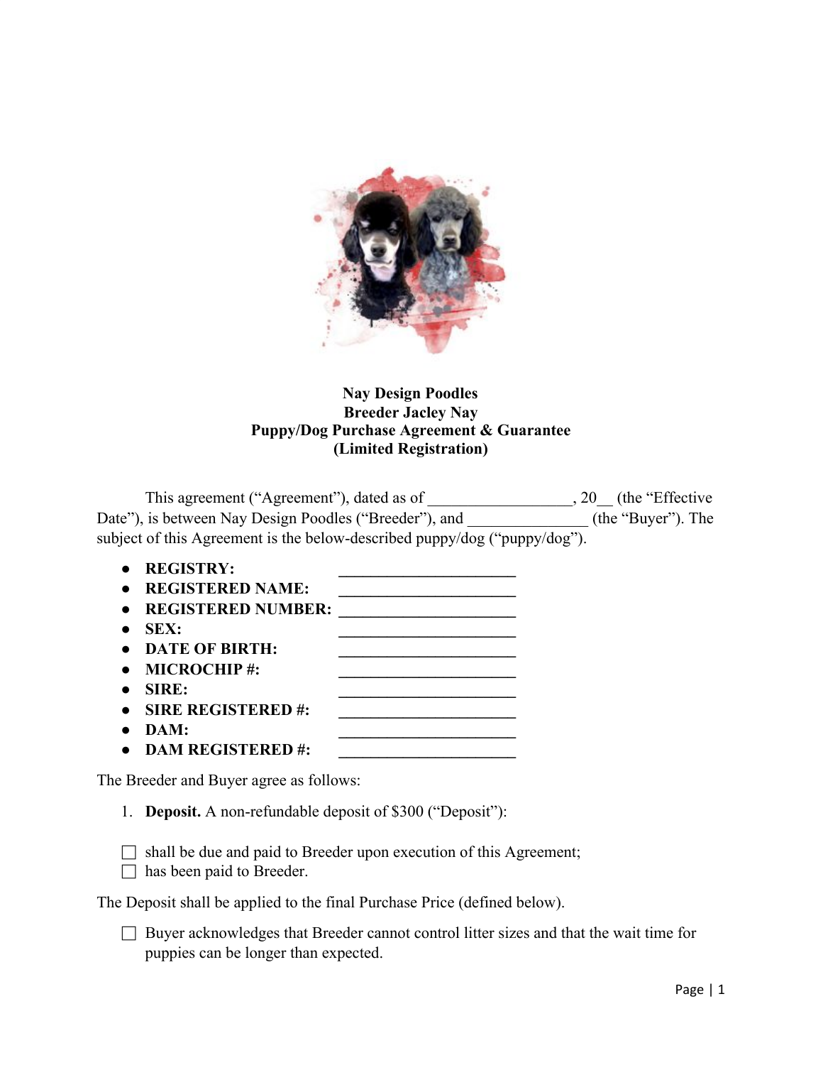**Nay Design Poodles**
**Breeder Jacley Nay**
**Puppy/Dog Purchase Agreement & Guarantee**
**(Limited Registration)**

This agreement ("Agreement"), dated as of ________________, 20__ (the "Effective Date"), is between Nay Design Poodles ("Breeder"), and ______________ (the "Buyer"). The subject of this Agreement is the below-described puppy/dog ("puppy/dog").

- **REGISTRY:** ______________________
- **REGISTERED NAME:** ______________________
- **REGISTERED NUMBER:** ______________________
- **SEX:** ______________________
- **DATE OF BIRTH:** ______________________
- **MICROCHIP #:** ______________________
- **SIRE:** ______________________
- **SIRE REGISTERED #:** ______________________
- **DAM:** ______________________
- **DAM REGISTERED #:** ______________________

The Breeder and Buyer agree as follows:

1. **Deposit.** A non-refundable deposit of $300 ("Deposit"):

☐ shall be due and paid to Breeder upon execution of this Agreement;
☐ has been paid to Breeder.

The Deposit shall be applied to the final Purchase Price (defined below).

☐ Buyer acknowledges that Breeder cannot control litter sizes and that the wait time for puppies can be longer than expected.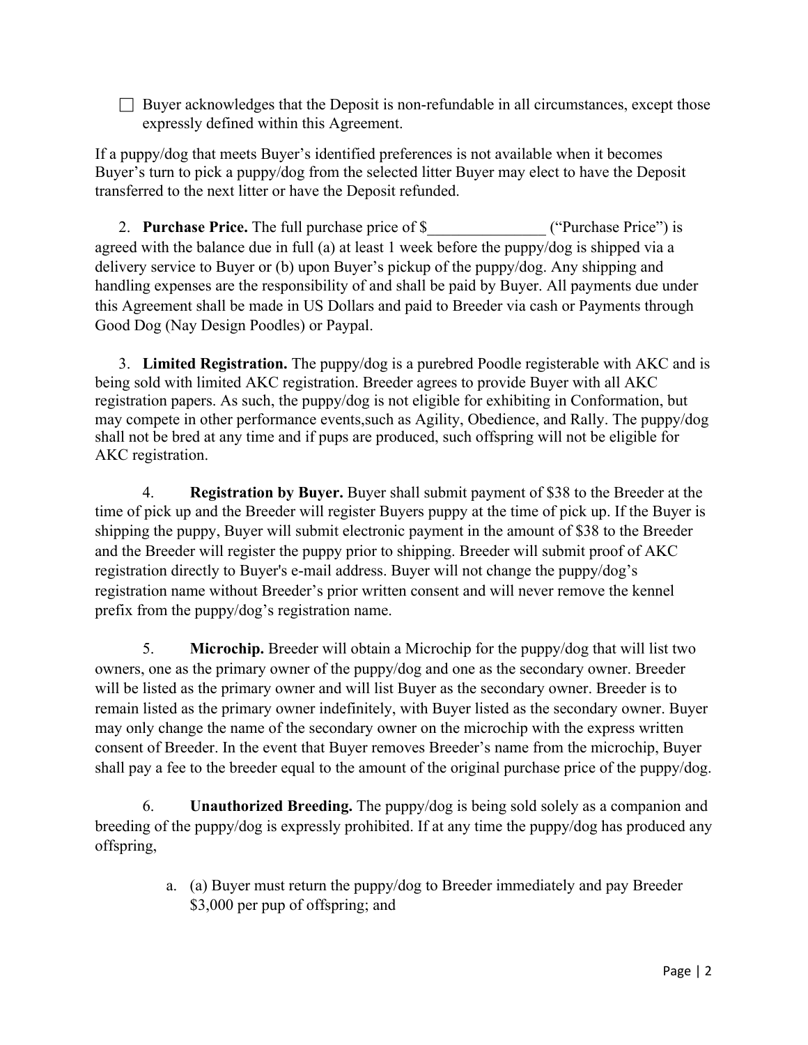☐ Buyer acknowledges that the Deposit is non-refundable in all circumstances, except those expressly defined within this Agreement.

If a puppy/dog that meets Buyer's identified preferences is not available when it becomes Buyer's turn to pick a puppy/dog from the selected litter Buyer may elect to have the Deposit transferred to the next litter or have the Deposit refunded.

2. **Purchase Price.** The full purchase price of $_______________ ("Purchase Price") is agreed with the balance due in full (a) at least 1 week before the puppy/dog is shipped via a delivery service to Buyer or (b) upon Buyer's pickup of the puppy/dog. Any shipping and handling expenses are the responsibility of and shall be paid by Buyer. All payments due under this Agreement shall be made in US Dollars and paid to Breeder via cash or Payments through Good Dog (Nay Design Poodles) or Paypal.

3. **Limited Registration.** The puppy/dog is a purebred Poodle registerable with AKC and is being sold with limited AKC registration. Breeder agrees to provide Buyer with all AKC registration papers. As such, the puppy/dog is not eligible for exhibiting in Conformation, but may compete in other performance events,such as Agility, Obedience, and Rally. The puppy/dog shall not be bred at any time and if pups are produced, such offspring will not be eligible for AKC registration.

4. **Registration by Buyer.** Buyer shall submit payment of $38 to the Breeder at the time of pick up and the Breeder will register Buyers puppy at the time of pick up. If the Buyer is shipping the puppy, Buyer will submit electronic payment in the amount of $38 to the Breeder and the Breeder will register the puppy prior to shipping. Breeder will submit proof of AKC registration directly to Buyer's e-mail address. Buyer will not change the puppy/dog's registration name without Breeder's prior written consent and will never remove the kennel prefix from the puppy/dog's registration name.

5. **Microchip.** Breeder will obtain a Microchip for the puppy/dog that will list two owners, one as the primary owner of the puppy/dog and one as the secondary owner. Breeder will be listed as the primary owner and will list Buyer as the secondary owner. Breeder is to remain listed as the primary owner indefinitely, with Buyer listed as the secondary owner. Buyer may only change the name of the secondary owner on the microchip with the express written consent of Breeder. In the event that Buyer removes Breeder's name from the microchip, Buyer shall pay a fee to the breeder equal to the amount of the original purchase price of the puppy/dog.

6. **Unauthorized Breeding.** The puppy/dog is being sold solely as a companion and breeding of the puppy/dog is expressly prohibited. If at any time the puppy/dog has produced any offspring,

   a. (a) Buyer must return the puppy/dog to Breeder immediately and pay Breeder $3,000 per pup of offspring; and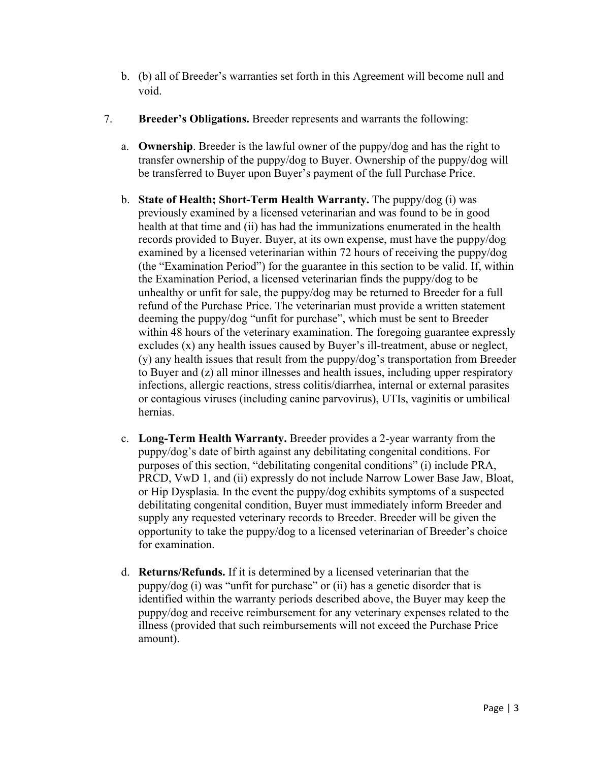b. (b) all of Breeder's warranties set forth in this Agreement will become null and void.

7. **Breeder's Obligations.** Breeder represents and warrants the following:

   a. **Ownership**. Breeder is the lawful owner of the puppy/dog and has the right to transfer ownership of the puppy/dog to Buyer. Ownership of the puppy/dog will be transferred to Buyer upon Buyer's payment of the full Purchase Price.

   b. **State of Health; Short-Term Health Warranty.** The puppy/dog (i) was previously examined by a licensed veterinarian and was found to be in good health at that time and (ii) has had the immunizations enumerated in the health records provided to Buyer. Buyer, at its own expense, must have the puppy/dog examined by a licensed veterinarian within 72 hours of receiving the puppy/dog (the "Examination Period") for the guarantee in this section to be valid. If, within the Examination Period, a licensed veterinarian finds the puppy/dog to be unhealthy or unfit for sale, the puppy/dog may be returned to Breeder for a full refund of the Purchase Price. The veterinarian must provide a written statement deeming the puppy/dog "unfit for purchase", which must be sent to Breeder within 48 hours of the veterinary examination. The foregoing guarantee expressly excludes (x) any health issues caused by Buyer's ill-treatment, abuse or neglect, (y) any health issues that result from the puppy/dog's transportation from Breeder to Buyer and (z) all minor illnesses and health issues, including upper respiratory infections, allergic reactions, stress colitis/diarrhea, internal or external parasites or contagious viruses (including canine parvovirus), UTIs, vaginitis or umbilical hernias.

   c. **Long-Term Health Warranty.** Breeder provides a 2-year warranty from the puppy/dog's date of birth against any debilitating congenital conditions. For purposes of this section, "debilitating congenital conditions" (i) include PRA, PRCD, VwD 1, and (ii) expressly do not include Narrow Lower Base Jaw, Bloat, or Hip Dysplasia. In the event the puppy/dog exhibits symptoms of a suspected debilitating congenital condition, Buyer must immediately inform Breeder and supply any requested veterinary records to Breeder. Breeder will be given the opportunity to take the puppy/dog to a licensed veterinarian of Breeder's choice for examination.

   d. **Returns/Refunds.** If it is determined by a licensed veterinarian that the puppy/dog (i) was "unfit for purchase" or (ii) has a genetic disorder that is identified within the warranty periods described above, the Buyer may keep the puppy/dog and receive reimbursement for any veterinary expenses related to the illness (provided that such reimbursements will not exceed the Purchase Price amount).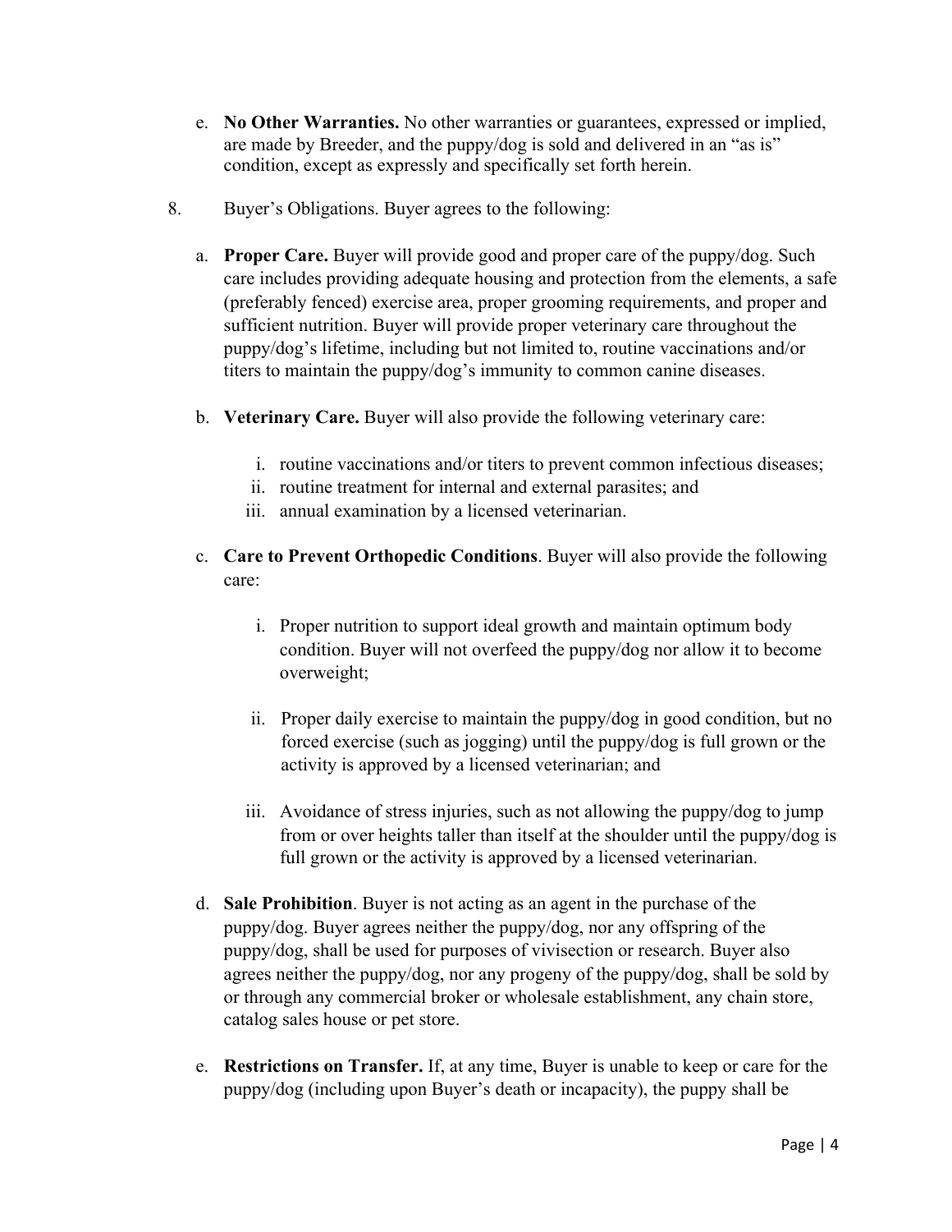e. **No Other Warranties.** No other warranties or guarantees, expressed or implied, are made by Breeder, and the puppy/dog is sold and delivered in an "as is" condition, except as expressly and specifically set forth herein.

8. Buyer's Obligations. Buyer agrees to the following:

   a. **Proper Care.** Buyer will provide good and proper care of the puppy/dog. Such care includes providing adequate housing and protection from the elements, a safe (preferably fenced) exercise area, proper grooming requirements, and proper and sufficient nutrition. Buyer will provide proper veterinary care throughout the puppy/dog's lifetime, including but not limited to, routine vaccinations and/or titers to maintain the puppy/dog's immunity to common canine diseases.

   b. **Veterinary Care.** Buyer will also provide the following veterinary care:

      i. routine vaccinations and/or titers to prevent common infectious diseases;
      ii. routine treatment for internal and external parasites; and
      iii. annual examination by a licensed veterinarian.

   c. **Care to Prevent Orthopedic Conditions**. Buyer will also provide the following care:

      i. Proper nutrition to support ideal growth and maintain optimum body condition. Buyer will not overfeed the puppy/dog nor allow it to become overweight;

      ii. Proper daily exercise to maintain the puppy/dog in good condition, but no forced exercise (such as jogging) until the puppy/dog is full grown or the activity is approved by a licensed veterinarian; and

      iii. Avoidance of stress injuries, such as not allowing the puppy/dog to jump from or over heights taller than itself at the shoulder until the puppy/dog is full grown or the activity is approved by a licensed veterinarian.

   d. **Sale Prohibition**. Buyer is not acting as an agent in the purchase of the puppy/dog. Buyer agrees neither the puppy/dog, nor any offspring of the puppy/dog, shall be used for purposes of vivisection or research. Buyer also agrees neither the puppy/dog, nor any progeny of the puppy/dog, shall be sold by or through any commercial broker or wholesale establishment, any chain store, catalog sales house or pet store.

   e. **Restrictions on Transfer.** If, at any time, Buyer is unable to keep or care for the puppy/dog (including upon Buyer's death or incapacity), the puppy shall be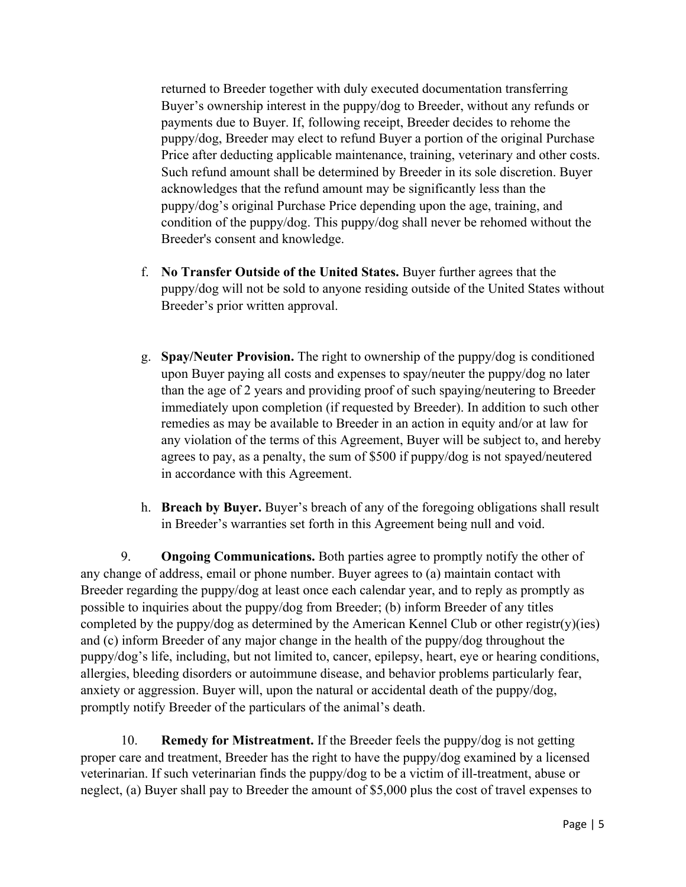returned to Breeder together with duly executed documentation transferring Buyer's ownership interest in the puppy/dog to Breeder, without any refunds or payments due to Buyer. If, following receipt, Breeder decides to rehome the puppy/dog, Breeder may elect to refund Buyer a portion of the original Purchase Price after deducting applicable maintenance, training, veterinary and other costs. Such refund amount shall be determined by Breeder in its sole discretion. Buyer acknowledges that the refund amount may be significantly less than the puppy/dog's original Purchase Price depending upon the age, training, and condition of the puppy/dog. This puppy/dog shall never be rehomed without the Breeder's consent and knowledge.

f. **No Transfer Outside of the United States.** Buyer further agrees that the puppy/dog will not be sold to anyone residing outside of the United States without Breeder's prior written approval.

g. **Spay/Neuter Provision.** The right to ownership of the puppy/dog is conditioned upon Buyer paying all costs and expenses to spay/neuter the puppy/dog no later than the age of 2 years and providing proof of such spaying/neutering to Breeder immediately upon completion (if requested by Breeder). In addition to such other remedies as may be available to Breeder in an action in equity and/or at law for any violation of the terms of this Agreement, Buyer will be subject to, and hereby agrees to pay, as a penalty, the sum of $500 if puppy/dog is not spayed/neutered in accordance with this Agreement.

h. **Breach by Buyer.** Buyer's breach of any of the foregoing obligations shall result in Breeder's warranties set forth in this Agreement being null and void.

9. **Ongoing Communications.** Both parties agree to promptly notify the other of any change of address, email or phone number. Buyer agrees to (a) maintain contact with Breeder regarding the puppy/dog at least once each calendar year, and to reply as promptly as possible to inquiries about the puppy/dog from Breeder; (b) inform Breeder of any titles completed by the puppy/dog as determined by the American Kennel Club or other registr(y)(ies) and (c) inform Breeder of any major change in the health of the puppy/dog throughout the puppy/dog's life, including, but not limited to, cancer, epilepsy, heart, eye or hearing conditions, allergies, bleeding disorders or autoimmune disease, and behavior problems particularly fear, anxiety or aggression. Buyer will, upon the natural or accidental death of the puppy/dog, promptly notify Breeder of the particulars of the animal's death.

10. **Remedy for Mistreatment.** If the Breeder feels the puppy/dog is not getting proper care and treatment, Breeder has the right to have the puppy/dog examined by a licensed veterinarian. If such veterinarian finds the puppy/dog to be a victim of ill-treatment, abuse or neglect, (a) Buyer shall pay to Breeder the amount of $5,000 plus the cost of travel expenses to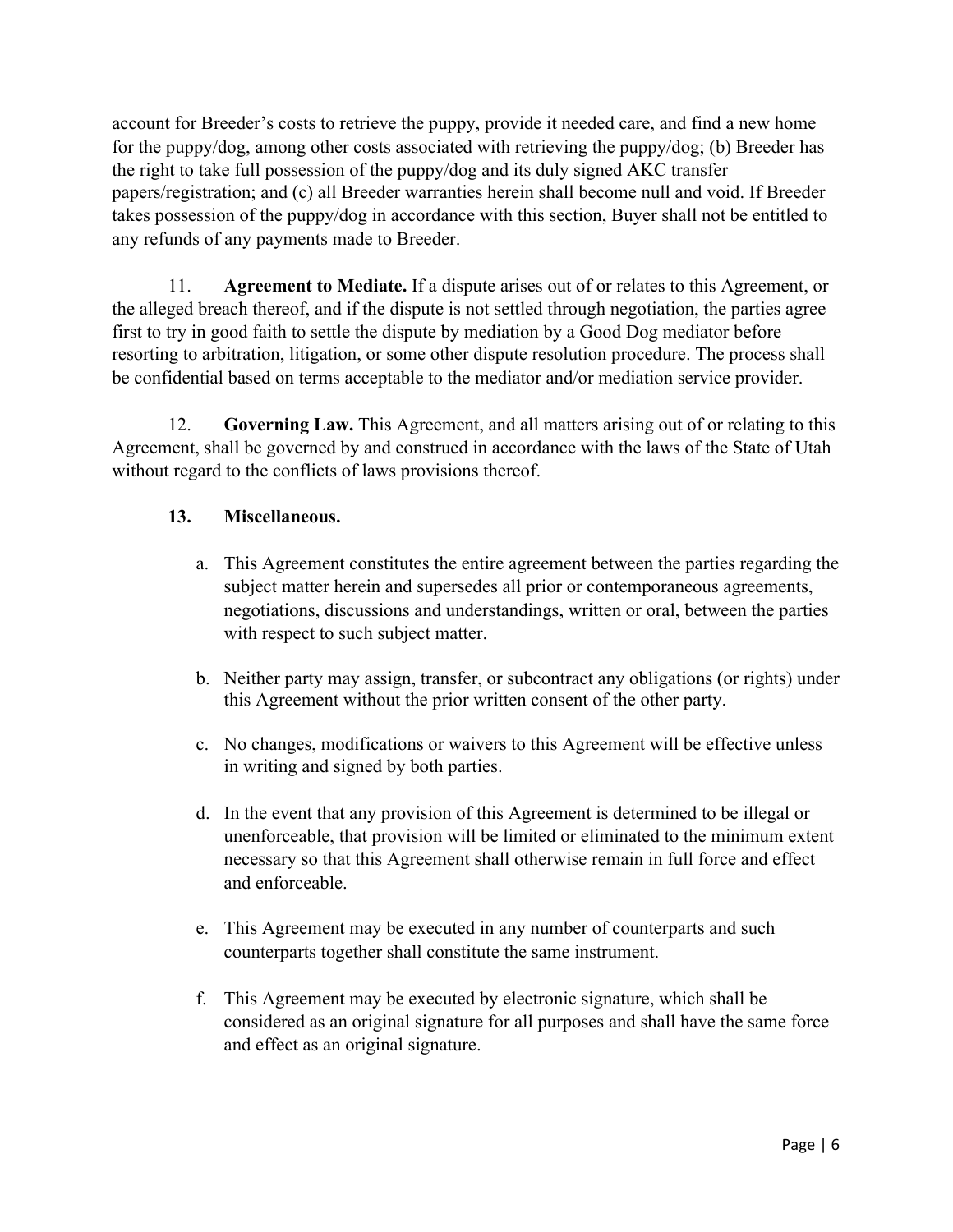account for Breeder's costs to retrieve the puppy, provide it needed care, and find a new home for the puppy/dog, among other costs associated with retrieving the puppy/dog; (b) Breeder has the right to take full possession of the puppy/dog and its duly signed AKC transfer papers/registration; and (c) all Breeder warranties herein shall become null and void. If Breeder takes possession of the puppy/dog in accordance with this section, Buyer shall not be entitled to any refunds of any payments made to Breeder.

11. **Agreement to Mediate.** If a dispute arises out of or relates to this Agreement, or the alleged breach thereof, and if the dispute is not settled through negotiation, the parties agree first to try in good faith to settle the dispute by mediation by a Good Dog mediator before resorting to arbitration, litigation, or some other dispute resolution procedure. The process shall be confidential based on terms acceptable to the mediator and/or mediation service provider.

12. **Governing Law.** This Agreement, and all matters arising out of or relating to this Agreement, shall be governed by and construed in accordance with the laws of the State of Utah without regard to the conflicts of laws provisions thereof.

13. **Miscellaneous.**

a. This Agreement constitutes the entire agreement between the parties regarding the subject matter herein and supersedes all prior or contemporaneous agreements, negotiations, discussions and understandings, written or oral, between the parties with respect to such subject matter.

b. Neither party may assign, transfer, or subcontract any obligations (or rights) under this Agreement without the prior written consent of the other party.

c. No changes, modifications or waivers to this Agreement will be effective unless in writing and signed by both parties.

d. In the event that any provision of this Agreement is determined to be illegal or unenforceable, that provision will be limited or eliminated to the minimum extent necessary so that this Agreement shall otherwise remain in full force and effect and enforceable.

e. This Agreement may be executed in any number of counterparts and such counterparts together shall constitute the same instrument.

f. This Agreement may be executed by electronic signature, which shall be considered as an original signature for all purposes and shall have the same force and effect as an original signature.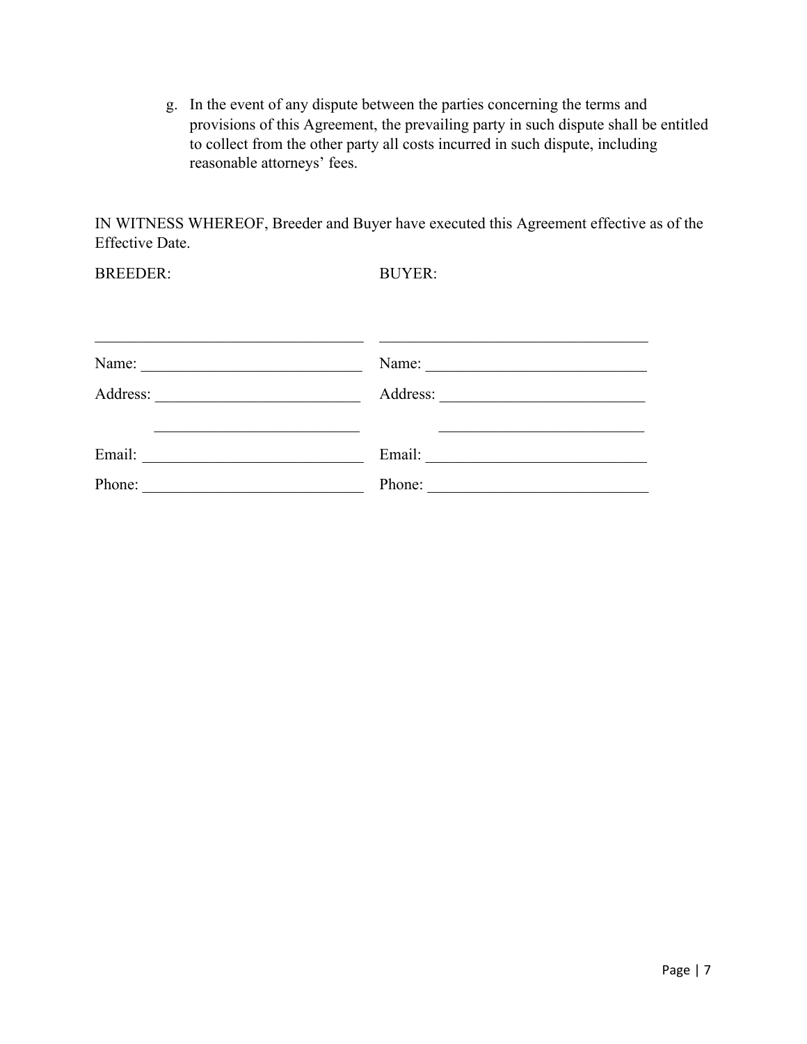g. In the event of any dispute between the parties concerning the terms and provisions of this Agreement, the prevailing party in such dispute shall be entitled to collect from the other party all costs incurred in such dispute, including reasonable attorneys' fees.

IN WITNESS WHEREOF, Breeder and Buyer have executed this Agreement effective as of the Effective Date.

| BREEDER: | BUYER: |
| --- | --- |
| ______________________________ | ______________________________ |
| Name: ________________________ | Name: ________________________ |
| Address: ______________________ | Address: ______________________ |
| ______________________ | ______________________ |
| Email: ________________________ | Email: ________________________ |
| Phone: ________________________ | Phone: ________________________ |